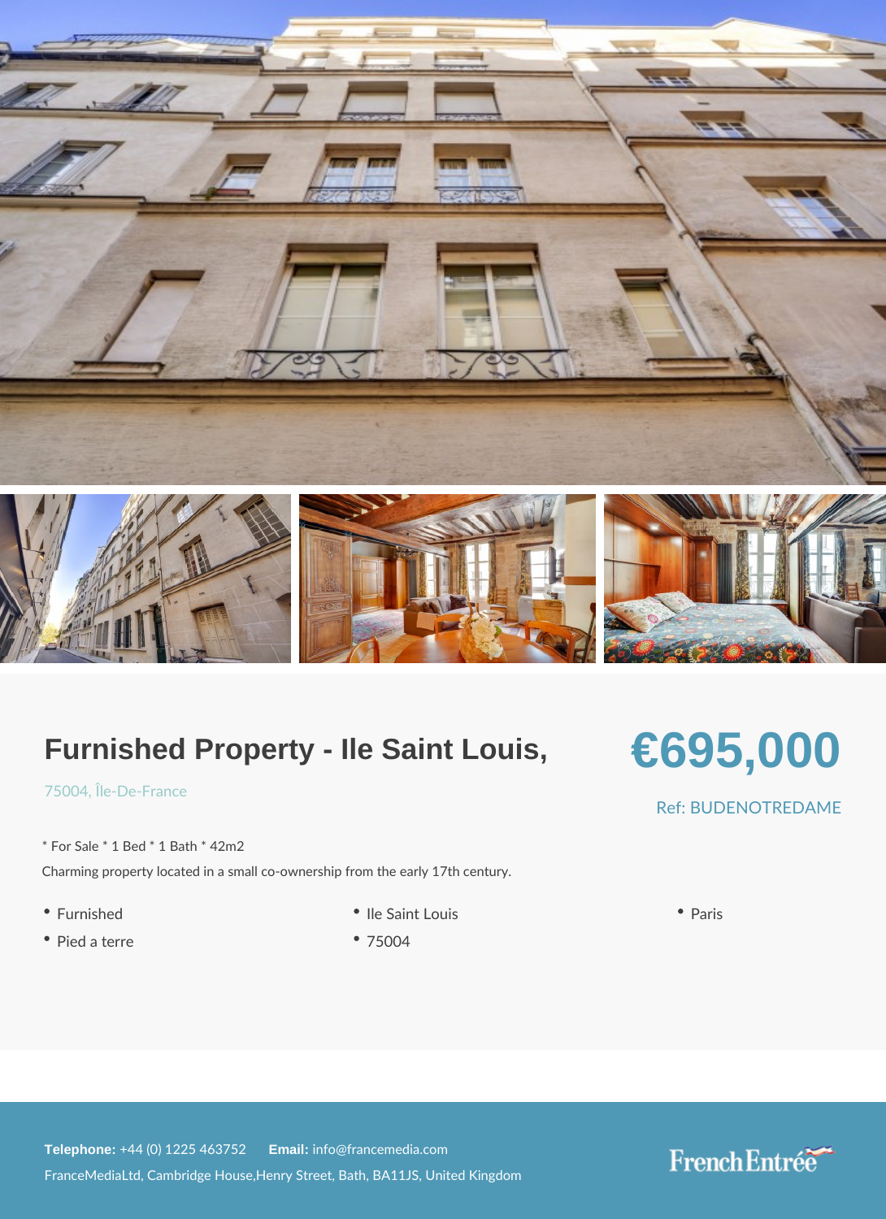# Furnished Property - Ile Saint Louis,

75004, Île-De-France

€695,000

Ref: BUDENOTREDAME

* For Sale * 1 Bed * 1 Bath * 42m2

Charming property located in a small co-ownership from the early 17th century.

- Furnished
- Pied a terre
- Ile Saint Louis
- 75004
- Paris

**Telephone:** +44 (0) 1225 463752 **Email:** info@francemedia.com

FranceMediaLtd, Cambridge House,Henry Street, Bath, BA11JS, United Kingdom

French Entrée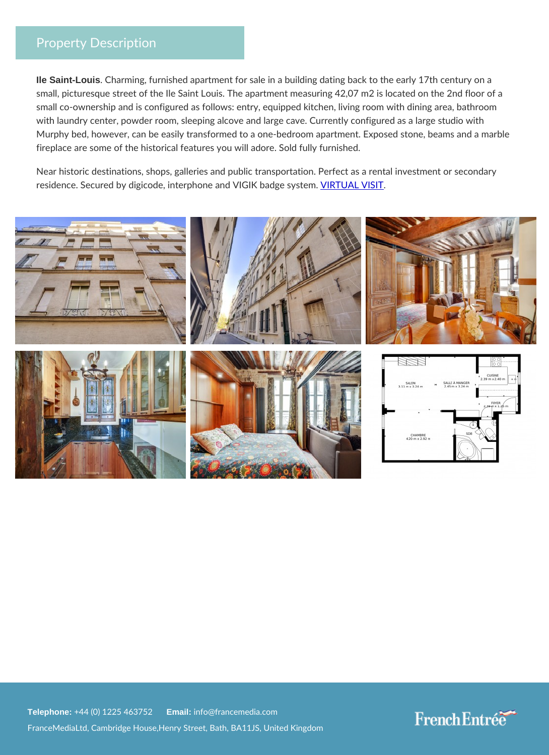## Property Description

**Ile Saint-Louis**. Charming, furnished apartment for sale in a building dating back to the early 17th century on a small, picturesque street of the Ile Saint Louis. The apartment measuring 42,07 m2 is located on the 2nd floor of a small co-ownership and is configured as follows: entry, equipped kitchen, living room with dining area, bathroom with laundry center, powder room, sleeping alcove and large cave. Currently configured as a large studio with Murphy bed, however, can be easily transformed to a one-bedroom apartment. Exposed stone, beams and a marble fireplace are some of the historical features you will adore. Sold fully furnished.

Near historic destinations, shops, galleries and public transportation. Perfect as a rental investment or secondary residence. Secured by digicode, interphone and VIGIK badge system. VIRTUAL VISIT.

**Telephone:** +44 (0) 1225 463752 **Email:** info@francemedia.com

FranceMediaLtd, Cambridge House,Henry Street, Bath, BA11JS, United Kingdom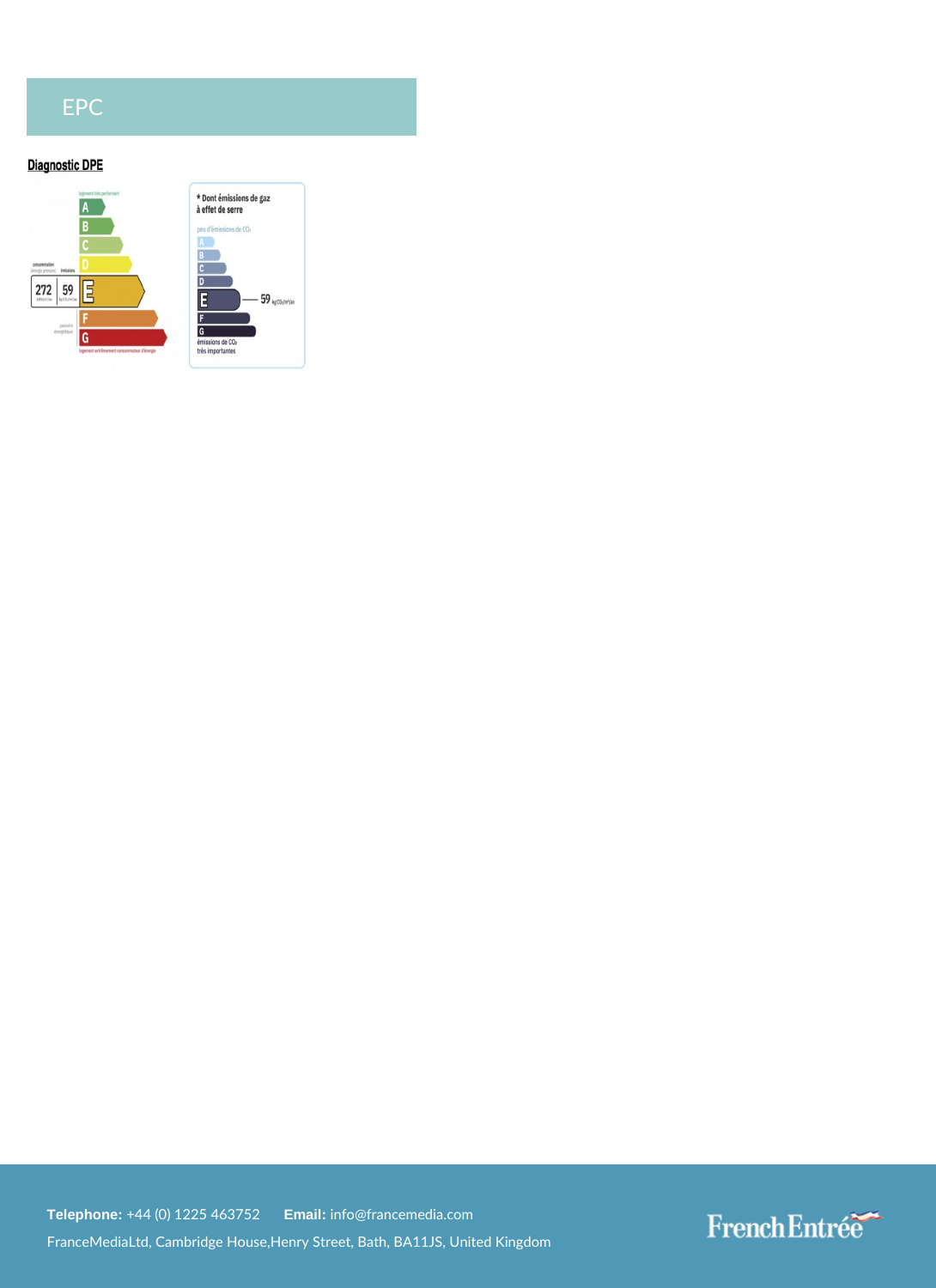## EPC

**Diagnostic DPE**

logement très performant

A
B
C
D
E
F
G

consommation (énergie primaire)

émissions

272

59

logement extrêmement consommateur d'énergie

* Dont émissions de gaz à effet de serre

peu d'émissions de $CO_2$

A
B
C
D
E — 59 kg$CO_2$/m²/an
F
G

émissions de $CO_2$ très importantes

**Telephone:** +44 (0) 1225 463752 **Email:** info@francemedia.com

FranceMediaLtd, Cambridge House,Henry Street, Bath, BA11JS, United Kingdom